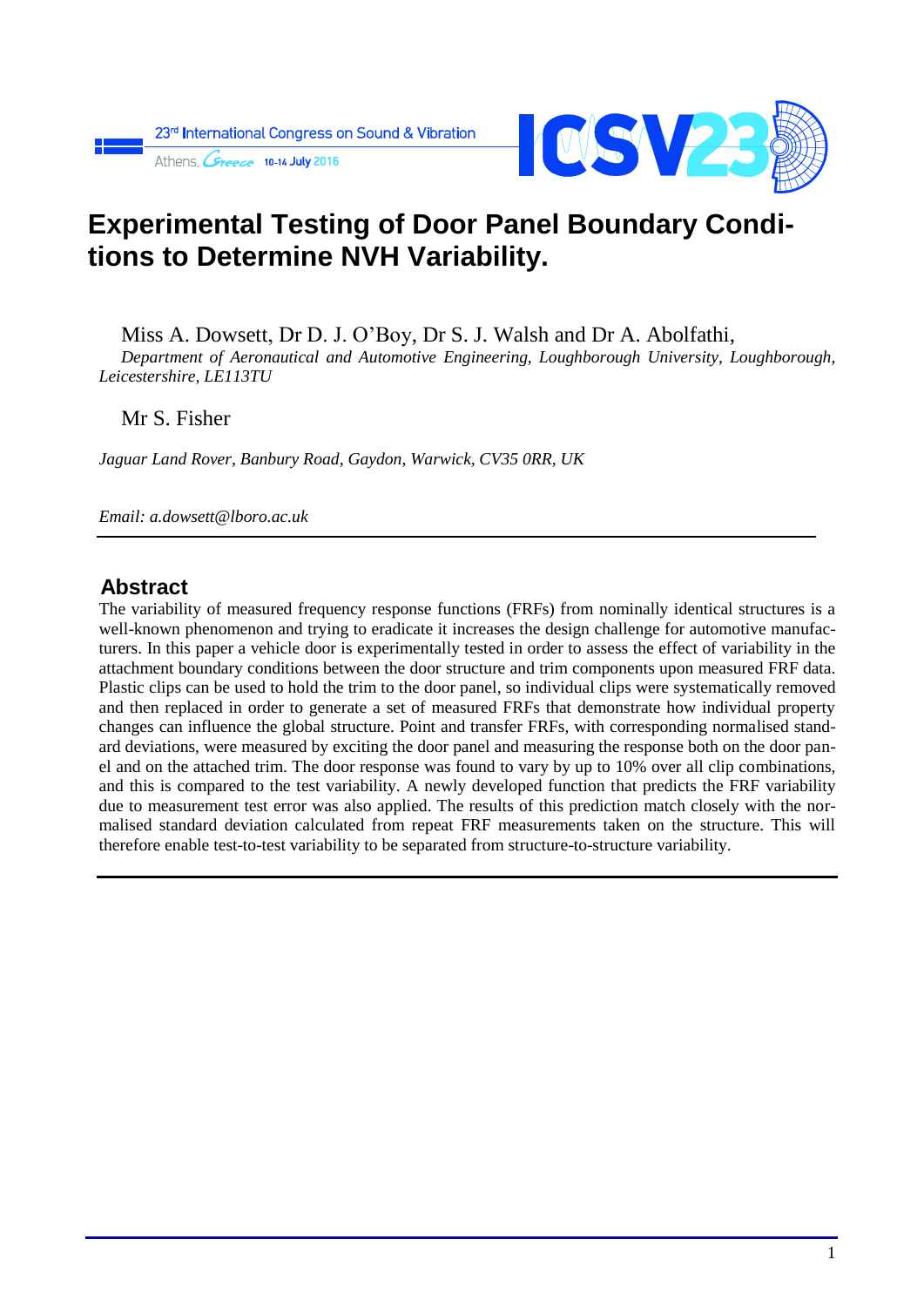# Experimental Testing of Door Panel Boundary Conditions to Determine NVH Variability.

Miss A. Dowsett, Dr D. J. O'Boy, Dr S. J. Walsh and Dr A. Abolfathi,

*Department of Aeronautical and Automotive Engineering, Loughborough University, Loughborough, Leicestershire, LE113TU*

Mr S. Fisher

*Jaguar Land Rover, Banbury Road, Gaydon, Warwick, CV35 0RR, UK*

*Email: a.dowsett@lboro.ac.uk*

## Abstract

The variability of measured frequency response functions (FRFs) from nominally identical structures is a well-known phenomenon and trying to eradicate it increases the design challenge for automotive manufacturers. In this paper a vehicle door is experimentally tested in order to assess the effect of variability in the attachment boundary conditions between the door structure and trim components upon measured FRF data. Plastic clips can be used to hold the trim to the door panel, so individual clips were systematically removed and then replaced in order to generate a set of measured FRFs that demonstrate how individual property changes can influence the global structure. Point and transfer FRFs, with corresponding normalised standard deviations, were measured by exciting the door panel and measuring the response both on the door panel and on the attached trim. The door response was found to vary by up to 10% over all clip combinations, and this is compared to the test variability. A newly developed function that predicts the FRF variability due to measurement test error was also applied. The results of this prediction match closely with the normalised standard deviation calculated from repeat FRF measurements taken on the structure. This will therefore enable test-to-test variability to be separated from structure-to-structure variability.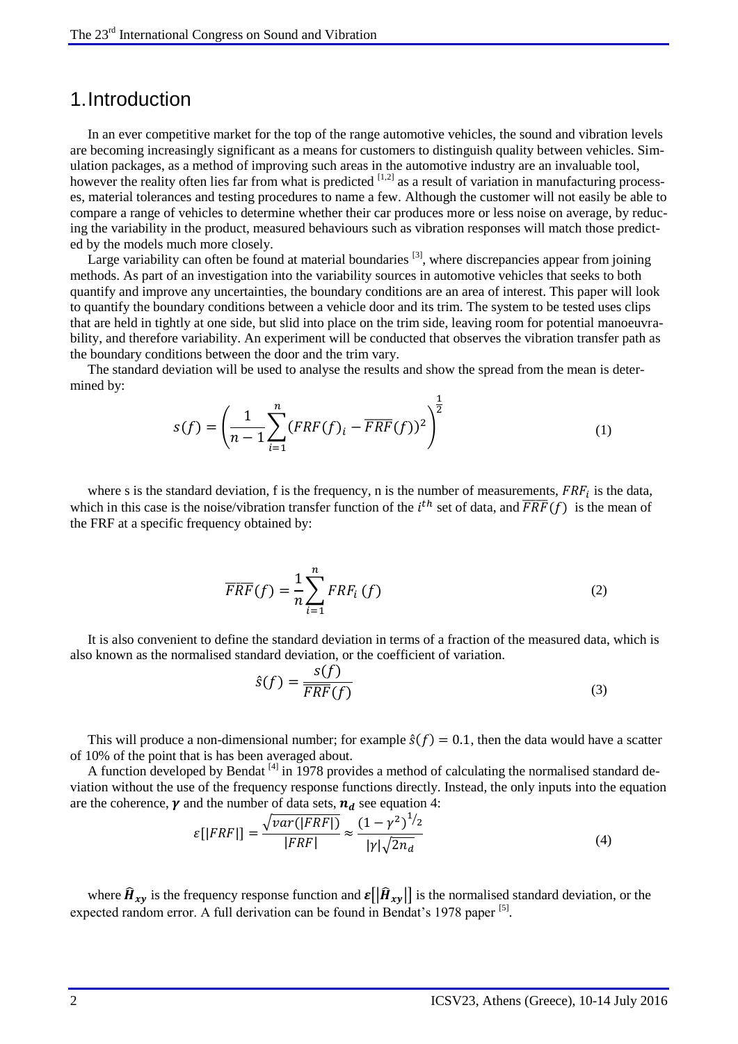# 1. Introduction

In an ever competitive market for the top of the range automotive vehicles, the sound and vibration levels are becoming increasingly significant as a means for customers to distinguish quality between vehicles. Simulation packages, as a method of improving such areas in the automotive industry are an invaluable tool, however the reality often lies far from what is predicted [1,2] as a result of variation in manufacturing processes, material tolerances and testing procedures to name a few. Although the customer will not easily be able to compare a range of vehicles to determine whether their car produces more or less noise on average, by reducing the variability in the product, measured behaviours such as vibration responses will match those predicted by the models much more closely.

Large variability can often be found at material boundaries [3], where discrepancies appear from joining methods. As part of an investigation into the variability sources in automotive vehicles that seeks to both quantify and improve any uncertainties, the boundary conditions are an area of interest. This paper will look to quantify the boundary conditions between a vehicle door and its trim. The system to be tested uses clips that are held in tightly at one side, but slid into place on the trim side, leaving room for potential manoeuvrability, and therefore variability. An experiment will be conducted that observes the vibration transfer path as the boundary conditions between the door and the trim vary.

The standard deviation will be used to analyse the results and show the spread from the mean is determined by:

$$s(f) = \left( \frac{1}{n-1} \sum_{i=1}^{n} (FRF(f)_i - \overline{FRF}(f))^2 \right)^{\frac{1}{2}} \tag{1}$$

where s is the standard deviation, f is the frequency, n is the number of measurements, $FRF_i$ is the data, which in this case is the noise/vibration transfer function of the $i^{th}$ set of data, and $\overline{FRF}(f)$ is the mean of the FRF at a specific frequency obtained by:

$$\overline{FRF}(f) = \frac{1}{n} \sum_{i=1}^{n} FRF_i\,(f) \tag{2}$$

It is also convenient to define the standard deviation in terms of a fraction of the measured data, which is also known as the normalised standard deviation, or the coefficient of variation.

$$\hat{s}(f) = \frac{s(f)}{\overline{FRF}(f)} \tag{3}$$

This will produce a non-dimensional number; for example $\hat{s}(f) = 0.1$, then the data would have a scatter of 10% of the point that is has been averaged about.

A function developed by Bendat [4] in 1978 provides a method of calculating the normalised standard deviation without the use of the frequency response functions directly. Instead, the only inputs into the equation are the coherence, $\boldsymbol{\gamma}$ and the number of data sets, $\boldsymbol{n_d}$ see equation 4:

$$\varepsilon[|FRF|] = \frac{\sqrt{var(|FRF|)}}{|FRF|} \approx \frac{(1-\gamma^2)^{1/2}}{|\gamma|\sqrt{2n_d}} \tag{4}$$

where $\boldsymbol{\hat{H}_{xy}}$ is the frequency response function and $\boldsymbol{\varepsilon}\left[\left|\boldsymbol{\hat{H}_{xy}}\right|\right]$ is the normalised standard deviation, or the expected random error. A full derivation can be found in Bendat's 1978 paper [5].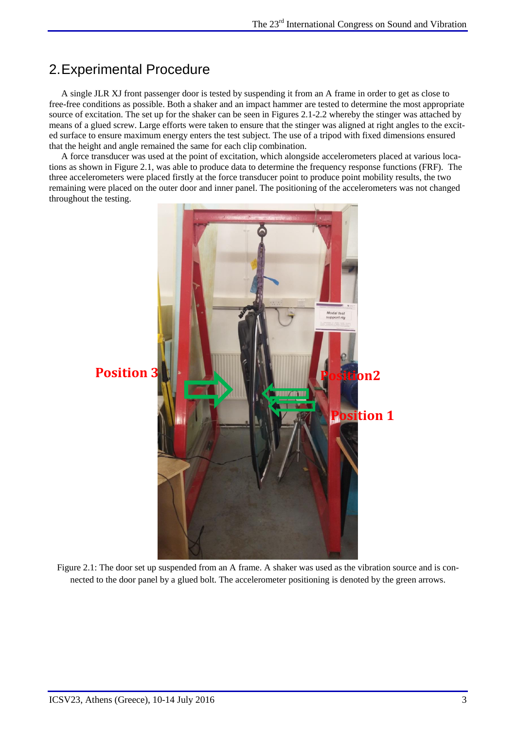## 2. Experimental Procedure

A single JLR XJ front passenger door is tested by suspending it from an A frame in order to get as close to free-free conditions as possible. Both a shaker and an impact hammer are tested to determine the most appropriate source of excitation. The set up for the shaker can be seen in Figures 2.1-2.2 whereby the stinger was attached by means of a glued screw. Large efforts were taken to ensure that the stinger was aligned at right angles to the excited surface to ensure maximum energy enters the test subject. The use of a tripod with fixed dimensions ensured that the height and angle remained the same for each clip combination.

A force transducer was used at the point of excitation, which alongside accelerometers placed at various locations as shown in Figure 2.1, was able to produce data to determine the frequency response functions (FRF). The three accelerometers were placed firstly at the force transducer point to produce point mobility results, the two remaining were placed on the outer door and inner panel. The positioning of the accelerometers was not changed throughout the testing.

Figure 2.1: The door set up suspended from an A frame. A shaker was used as the vibration source and is connected to the door panel by a glued bolt. The accelerometer positioning is denoted by the green arrows.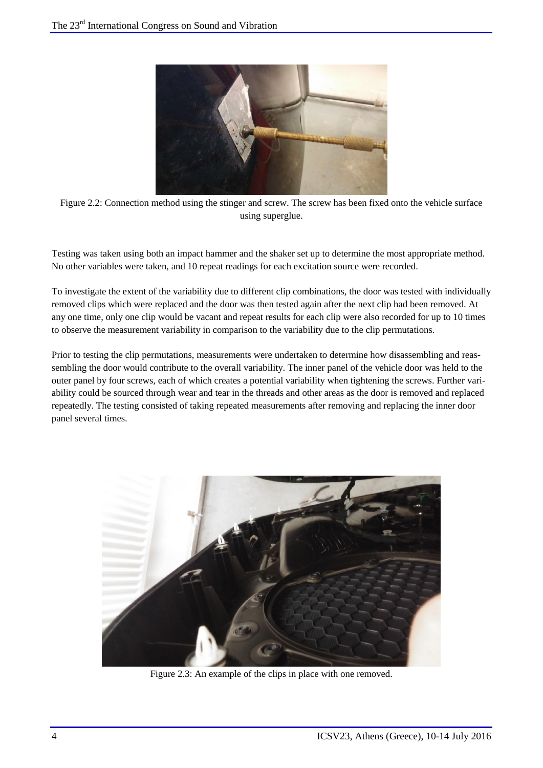Figure 2.2: Connection method using the stinger and screw. The screw has been fixed onto the vehicle surface using superglue.

Testing was taken using both an impact hammer and the shaker set up to determine the most appropriate method. No other variables were taken, and 10 repeat readings for each excitation source were recorded.

To investigate the extent of the variability due to different clip combinations, the door was tested with individually removed clips which were replaced and the door was then tested again after the next clip had been removed. At any one time, only one clip would be vacant and repeat results for each clip were also recorded for up to 10 times to observe the measurement variability in comparison to the variability due to the clip permutations.

Prior to testing the clip permutations, measurements were undertaken to determine how disassembling and reassembling the door would contribute to the overall variability. The inner panel of the vehicle door was held to the outer panel by four screws, each of which creates a potential variability when tightening the screws. Further variability could be sourced through wear and tear in the threads and other areas as the door is removed and replaced repeatedly. The testing consisted of taking repeated measurements after removing and replacing the inner door panel several times.

Figure 2.3: An example of the clips in place with one removed.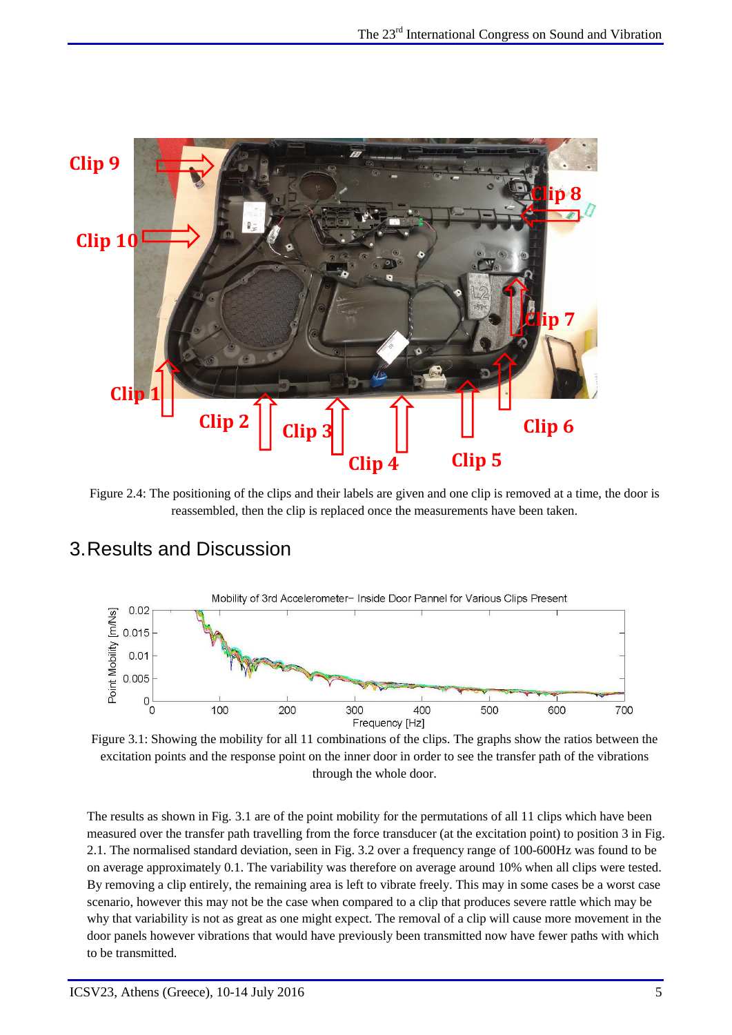Figure 2.4: The positioning of the clips and their labels are given and one clip is removed at a time, the door is reassembled, then the clip is replaced once the measurements have been taken.

# 3. Results and Discussion

Figure 3.1: Showing the mobility for all 11 combinations of the clips. The graphs show the ratios between the excitation points and the response point on the inner door in order to see the transfer path of the vibrations through the whole door.

The results as shown in Fig. 3.1 are of the point mobility for the permutations of all 11 clips which have been measured over the transfer path travelling from the force transducer (at the excitation point) to position 3 in Fig. 2.1. The normalised standard deviation, seen in Fig. 3.2 over a frequency range of 100-600Hz was found to be on average approximately 0.1. The variability was therefore on average around 10% when all clips were tested. By removing a clip entirely, the remaining area is left to vibrate freely. This may in some cases be a worst case scenario, however this may not be the case when compared to a clip that produces severe rattle which may be why that variability is not as great as one might expect. The removal of a clip will cause more movement in the door panels however vibrations that would have previously been transmitted now have fewer paths with which to be transmitted.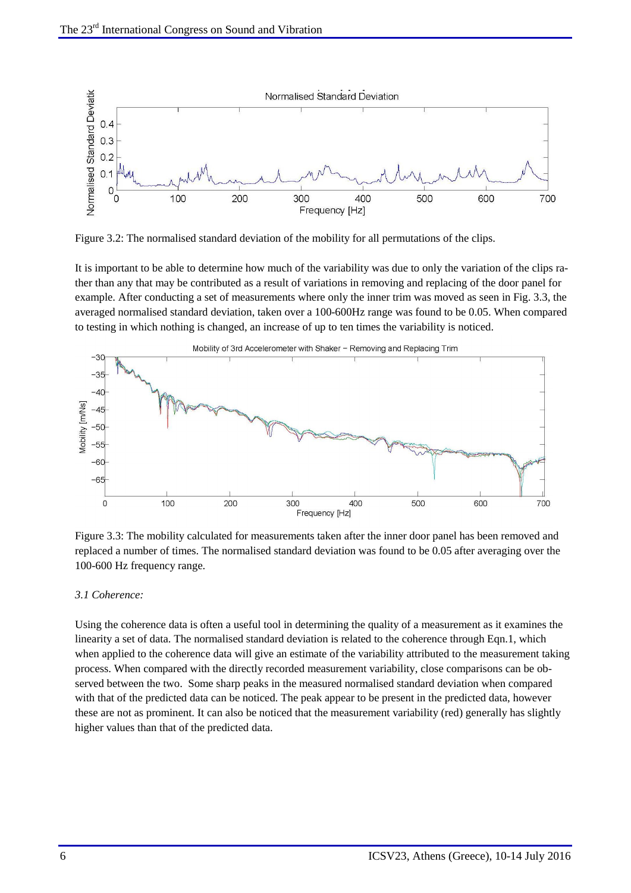Figure 3.2: The normalised standard deviation of the mobility for all permutations of the clips.

It is important to be able to determine how much of the variability was due to only the variation of the clips rather than any that may be contributed as a result of variations in removing and replacing of the door panel for example. After conducting a set of measurements where only the inner trim was moved as seen in Fig. 3.3, the averaged normalised standard deviation, taken over a 100-600Hz range was found to be 0.05. When compared to testing in which nothing is changed, an increase of up to ten times the variability is noticed.

Figure 3.3: The mobility calculated for measurements taken after the inner door panel has been removed and replaced a number of times. The normalised standard deviation was found to be 0.05 after averaging over the 100-600 Hz frequency range.

*3.1 Coherence:*

Using the coherence data is often a useful tool in determining the quality of a measurement as it examines the linearity a set of data. The normalised standard deviation is related to the coherence through Eqn.1, which when applied to the coherence data will give an estimate of the variability attributed to the measurement taking process. When compared with the directly recorded measurement variability, close comparisons can be observed between the two. Some sharp peaks in the measured normalised standard deviation when compared with that of the predicted data can be noticed. The peak appear to be present in the predicted data, however these are not as prominent. It can also be noticed that the measurement variability (red) generally has slightly higher values than that of the predicted data.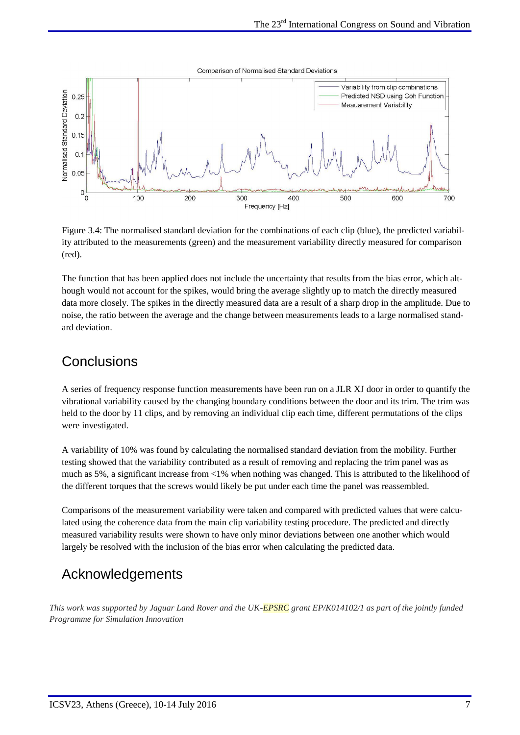Figure 3.4: The normalised standard deviation for the combinations of each clip (blue), the predicted variability attributed to the measurements (green) and the measurement variability directly measured for comparison (red).

The function that has been applied does not include the uncertainty that results from the bias error, which although would not account for the spikes, would bring the average slightly up to match the directly measured data more closely. The spikes in the directly measured data are a result of a sharp drop in the amplitude. Due to noise, the ratio between the average and the change between measurements leads to a large normalised standard deviation.

# Conclusions

A series of frequency response function measurements have been run on a JLR XJ door in order to quantify the vibrational variability caused by the changing boundary conditions between the door and its trim. The trim was held to the door by 11 clips, and by removing an individual clip each time, different permutations of the clips were investigated.

A variability of 10% was found by calculating the normalised standard deviation from the mobility. Further testing showed that the variability contributed as a result of removing and replacing the trim panel was as much as 5%, a significant increase from <1% when nothing was changed. This is attributed to the likelihood of the different torques that the screws would likely be put under each time the panel was reassembled.

Comparisons of the measurement variability were taken and compared with predicted values that were calculated using the coherence data from the main clip variability testing procedure. The predicted and directly measured variability results were shown to have only minor deviations between one another which would largely be resolved with the inclusion of the bias error when calculating the predicted data.

# Acknowledgements

*This work was supported by Jaguar Land Rover and the UK-EPSRC grant EP/K014102/1 as part of the jointly funded Programme for Simulation Innovation*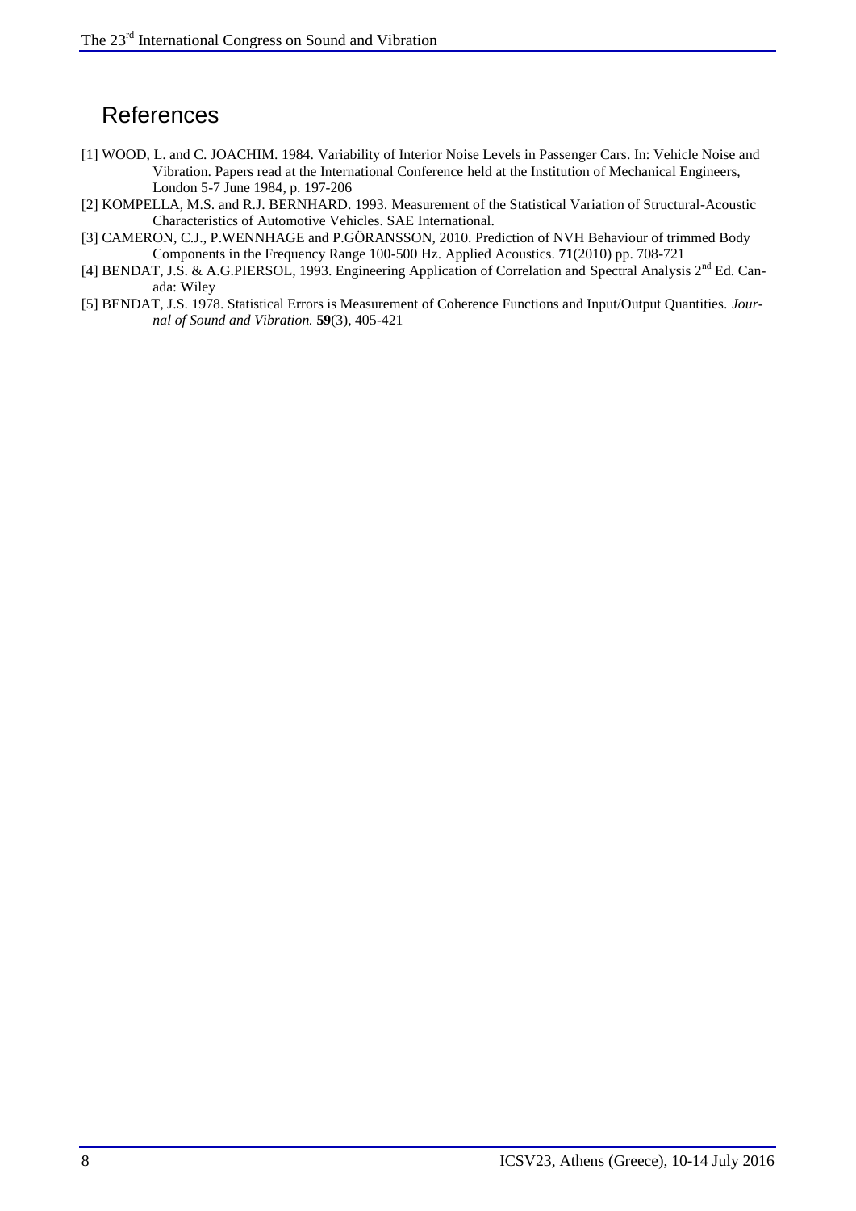## References

[1] WOOD, L. and C. JOACHIM. 1984. Variability of Interior Noise Levels in Passenger Cars. In: Vehicle Noise and Vibration. Papers read at the International Conference held at the Institution of Mechanical Engineers, London 5-7 June 1984, p. 197-206

[2] KOMPELLA, M.S. and R.J. BERNHARD. 1993. Measurement of the Statistical Variation of Structural-Acoustic Characteristics of Automotive Vehicles. SAE International.

[3] CAMERON, C.J., P.WENNHAGE and P.GÖRANSSON, 2010. Prediction of NVH Behaviour of trimmed Body Components in the Frequency Range 100-500 Hz. Applied Acoustics. **71**(2010) pp. 708-721

[4] BENDAT, J.S. & A.G.PIERSOL, 1993. Engineering Application of Correlation and Spectral Analysis 2nd Ed. Canada: Wiley

[5] BENDAT, J.S. 1978. Statistical Errors is Measurement of Coherence Functions and Input/Output Quantities. *Journal of Sound and Vibration.* **59**(3), 405-421